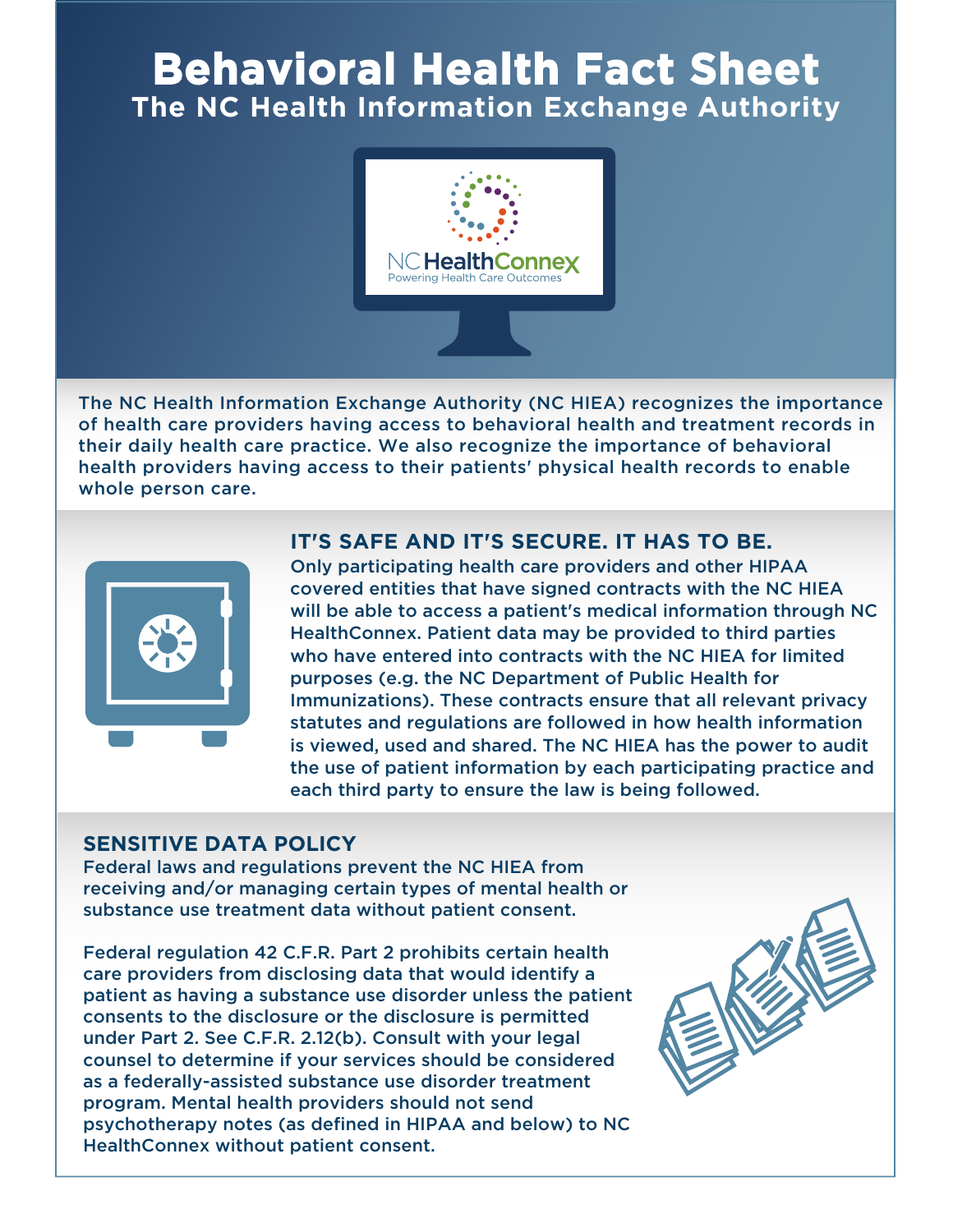# Behavioral Health Fact Sheet

## The NC Health Information Exchange Authority

NC HealthConnex
Powering Health Care Outcomes

The NC Health Information Exchange Authority (NC HIEA) recognizes the importance of health care providers having access to behavioral health and treatment records in their daily health care practice. We also recognize the importance of behavioral health providers having access to their patients' physical health records to enable whole person care.

### IT'S SAFE AND IT'S SECURE. IT HAS TO BE.

Only participating health care providers and other HIPAA covered entities that have signed contracts with the NC HIEA will be able to access a patient's medical information through NC HealthConnex. Patient data may be provided to third parties who have entered into contracts with the NC HIEA for limited purposes (e.g. the NC Department of Public Health for Immunizations). These contracts ensure that all relevant privacy statutes and regulations are followed in how health information is viewed, used and shared. The NC HIEA has the power to audit the use of patient information by each participating practice and each third party to ensure the law is being followed.

### SENSITIVE DATA POLICY

Federal laws and regulations prevent the NC HIEA from receiving and/or managing certain types of mental health or substance use treatment data without patient consent.

Federal regulation 42 C.F.R. Part 2 prohibits certain health care providers from disclosing data that would identify a patient as having a substance use disorder unless the patient consents to the disclosure or the disclosure is permitted under Part 2. See C.F.R. 2.12(b). Consult with your legal counsel to determine if your services should be considered as a federally-assisted substance use disorder treatment program. Mental health providers should not send psychotherapy notes (as defined in HIPAA and below) to NC HealthConnex without patient consent.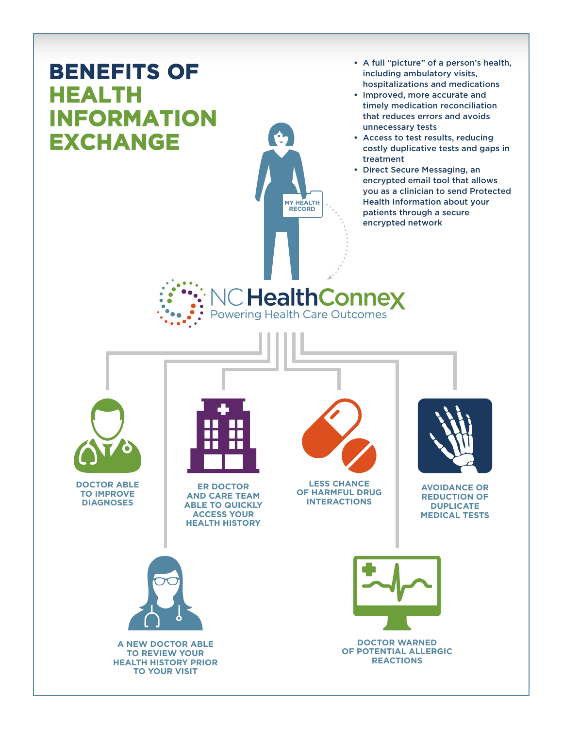# BENEFITS OF HEALTH INFORMATION EXCHANGE

- A full "picture" of a person's health, including ambulatory visits, hospitalizations and medications
- Improved, more accurate and timely medication reconciliation that reduces errors and avoids unnecessary tests
- Access to test results, reducing costly duplicative tests and gaps in treatment
- Direct Secure Messaging, an encrypted email tool that allows you as a clinician to send Protected Health Information about your patients through a secure encrypted network

MY HEALTH RECORD

NC HealthConnex
Powering Health Care Outcomes

- DOCTOR ABLE TO IMPROVE DIAGNOSES
- ER DOCTOR AND CARE TEAM ABLE TO QUICKLY ACCESS YOUR HEALTH HISTORY
- LESS CHANCE OF HARMFUL DRUG INTERACTIONS
- AVOIDANCE OR REDUCTION OF DUPLICATE MEDICAL TESTS
- A NEW DOCTOR ABLE TO REVIEW YOUR HEALTH HISTORY PRIOR TO YOUR VISIT
- DOCTOR WARNED OF POTENTIAL ALLERGIC REACTIONS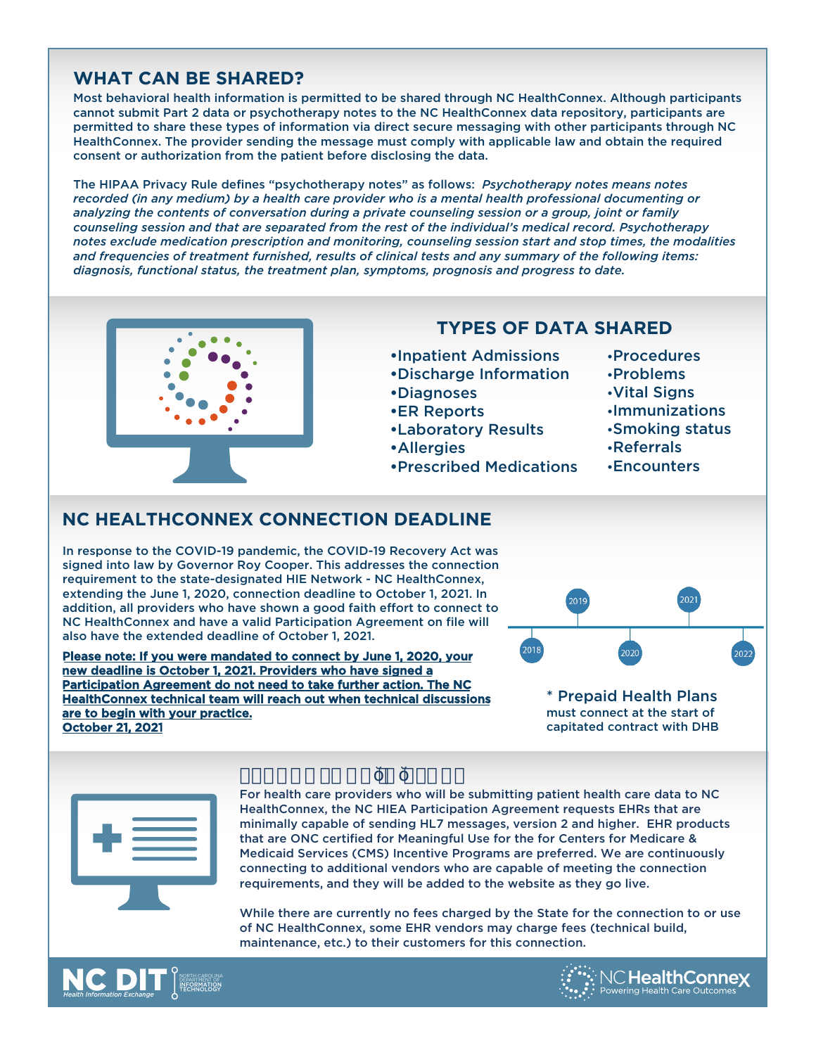## WHAT CAN BE SHARED?

Most behavioral health information is permitted to be shared through NC HealthConnex. Although participants cannot submit Part 2 data or psychotherapy notes to the NC HealthConnex data repository, participants are permitted to share these types of information via direct secure messaging with other participants through NC HealthConnex. The provider sending the message must comply with applicable law and obtain the required consent or authorization from the patient before disclosing the data.

The HIPAA Privacy Rule defines "psychotherapy notes" as follows: *Psychotherapy notes means notes recorded (in any medium) by a health care provider who is a mental health professional documenting or analyzing the contents of conversation during a private counseling session or a group, joint or family counseling session and that are separated from the rest of the individual's medical record. Psychotherapy notes exclude medication prescription and monitoring, counseling session start and stop times, the modalities and frequencies of treatment furnished, results of clinical tests and any summary of the following items: diagnosis, functional status, the treatment plan, symptoms, prognosis and progress to date.*

## TYPES OF DATA SHARED

- Inpatient Admissions
- Discharge Information
- Diagnoses
- ER Reports
- Laboratory Results
- Allergies
- Prescribed Medications
- Procedures
- Problems
- Vital Signs
- Immunizations
- Smoking status
- Referrals
- Encounters

## NC HEALTHCONNEX CONNECTION DEADLINE

In response to the COVID-19 pandemic, the COVID-19 Recovery Act was signed into law by Governor Roy Cooper. This addresses the connection requirement to the state-designated HIE Network - NC HealthConnex, extending the June 1, 2020, connection deadline to October 1, 2021. In addition, all providers who have shown a good faith effort to connect to NC HealthConnex and have a valid Participation Agreement on file will also have the extended deadline of October 1, 2021.

**Please note: If you were mandated to connect by June 1, 2020, your new deadline is October 1, 2021. Providers who have signed a Participation Agreement do not need to take further action. The NC HealthConnex technical team will reach out when technical discussions are to begin with your practice.**
**October 21, 2021**

2018 2019 2020 2021 2022

\* Prepaid Health Plans
must connect at the start of capitated contract with DHB

For health care providers who will be submitting patient health care data to NC HealthConnex, the NC HIEA Participation Agreement requests EHRs that are minimally capable of sending HL7 messages, version 2 and higher. EHR products that are ONC certified for Meaningful Use for the for Centers for Medicare & Medicaid Services (CMS) Incentive Programs are preferred. We are continuously connecting to additional vendors who are capable of meeting the connection requirements, and they will be added to the website as they go live.

While there are currently no fees charged by the State for the connection to or use of NC HealthConnex, some EHR vendors may charge fees (technical build, maintenance, etc.) to their customers for this connection.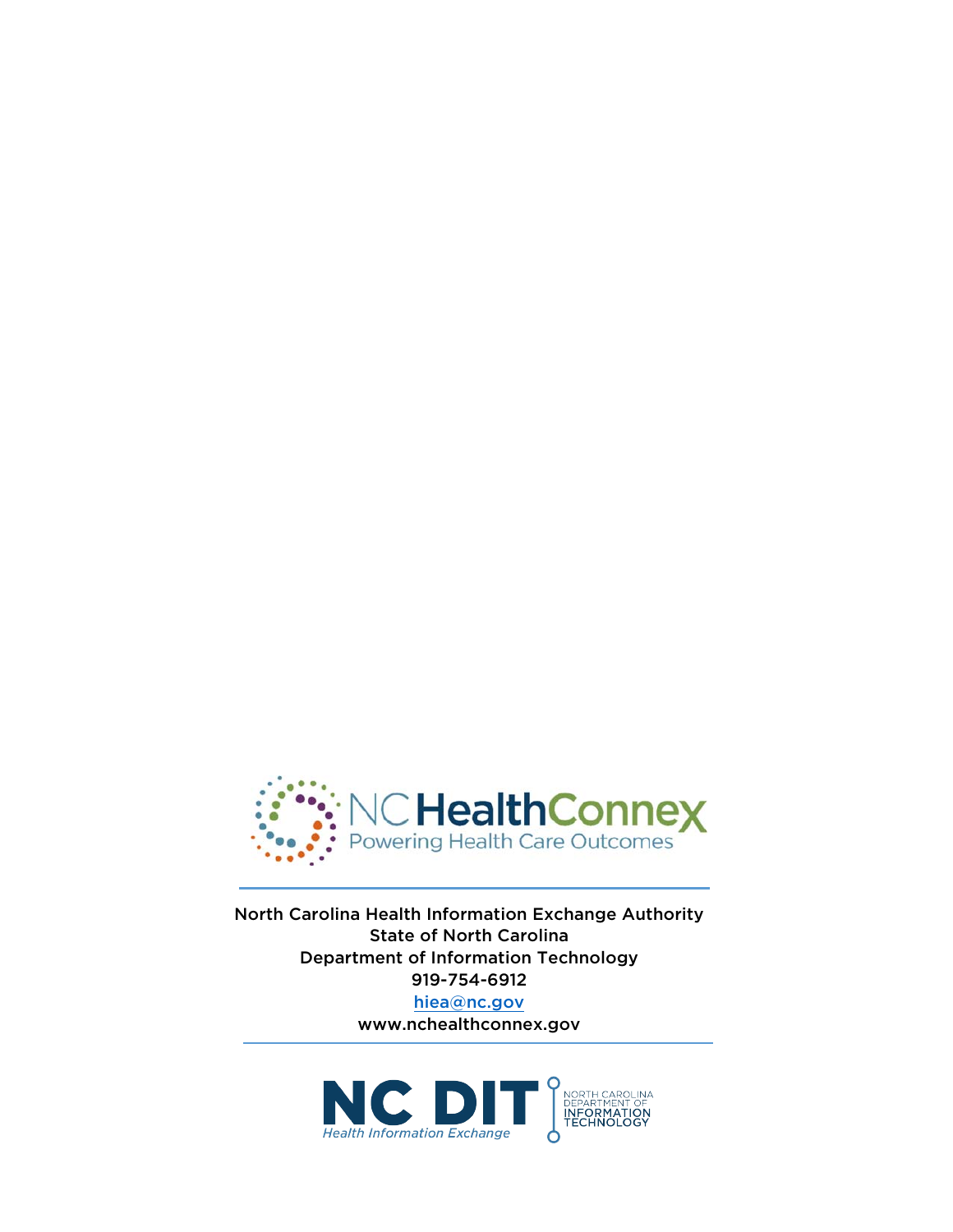NC HealthConnex
Powering Health Care Outcomes

North Carolina Health Information Exchange Authority
State of North Carolina
Department of Information Technology
919-754-6912
hiea@nc.gov
www.nchealthconnex.gov

NC DIT
Health Information Exchange
NORTH CAROLINA DEPARTMENT OF INFORMATION TECHNOLOGY